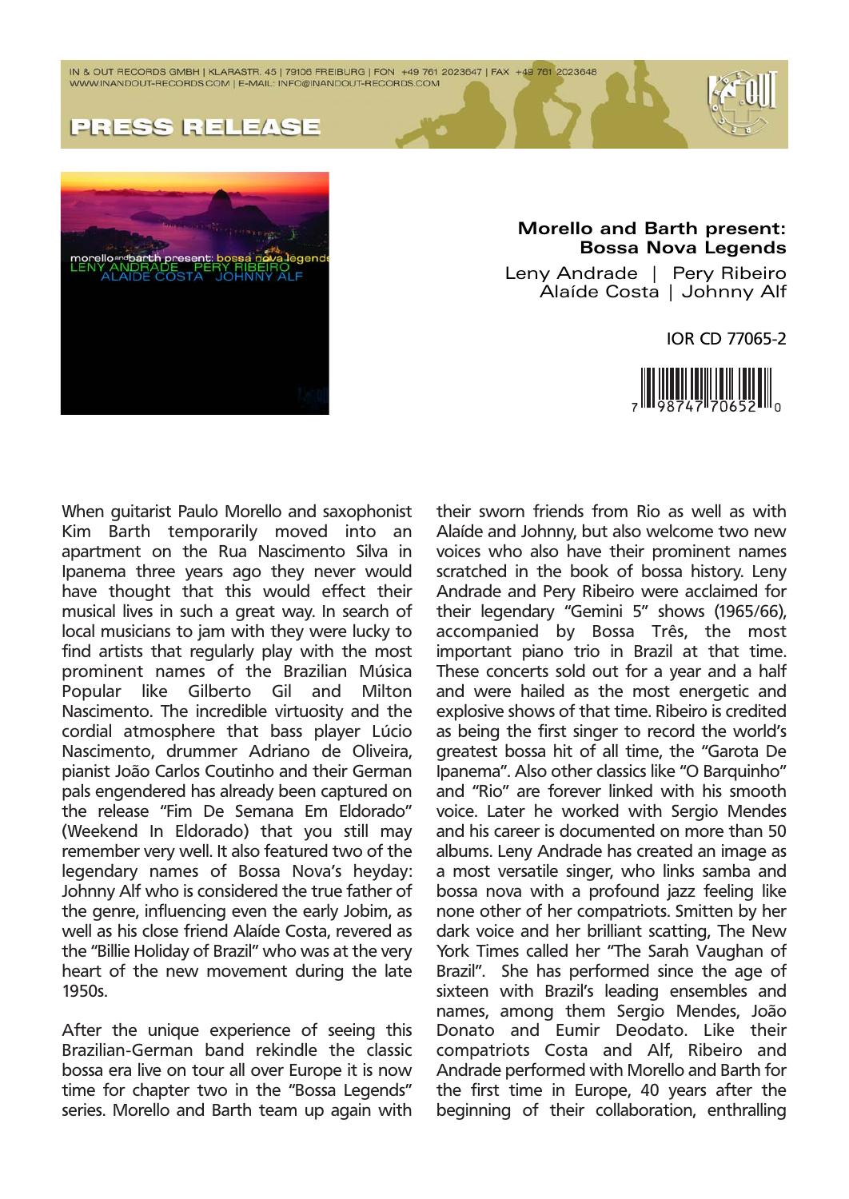IN & OUT RECORDS GMBH | KLARASTR. 45 | 79106 FREIBURG | FON +49 761 2023647 | FAX +49 761 2023648
WWW.INANDOUT-RECORDS.COM | E-MAIL: INFO@INANDOUT-RECORDS.COM

# PRESS RELEASE

## Morello and Barth present: Bossa Nova Legends

Leny Andrade | Pery Ribeiro
Alaíde Costa | Johnny Alf

IOR CD 77065-2

7 98747 70652 0

When guitarist Paulo Morello and saxophonist Kim Barth temporarily moved into an apartment on the Rua Nascimento Silva in Ipanema three years ago they never would have thought that this would effect their musical lives in such a great way. In search of local musicians to jam with they were lucky to find artists that regularly play with the most prominent names of the Brazilian Música Popular like Gilberto Gil and Milton Nascimento. The incredible virtuosity and the cordial atmosphere that bass player Lúcio Nascimento, drummer Adriano de Oliveira, pianist João Carlos Coutinho and their German pals engendered has already been captured on the release "Fim De Semana Em Eldorado" (Weekend In Eldorado) that you still may remember very well. It also featured two of the legendary names of Bossa Nova's heyday: Johnny Alf who is considered the true father of the genre, influencing even the early Jobim, as well as his close friend Alaíde Costa, revered as the "Billie Holiday of Brazil" who was at the very heart of the new movement during the late 1950s.

After the unique experience of seeing this Brazilian-German band rekindle the classic bossa era live on tour all over Europe it is now time for chapter two in the "Bossa Legends" series. Morello and Barth team up again with their sworn friends from Rio as well as with Alaíde and Johnny, but also welcome two new voices who also have their prominent names scratched in the book of bossa history. Leny Andrade and Pery Ribeiro were acclaimed for their legendary "Gemini 5" shows (1965/66), accompanied by Bossa Três, the most important piano trio in Brazil at that time. These concerts sold out for a year and a half and were hailed as the most energetic and explosive shows of that time. Ribeiro is credited as being the first singer to record the world's greatest bossa hit of all time, the "Garota De Ipanema". Also other classics like "O Barquinho" and "Rio" are forever linked with his smooth voice. Later he worked with Sergio Mendes and his career is documented on more than 50 albums. Leny Andrade has created an image as a most versatile singer, who links samba and bossa nova with a profound jazz feeling like none other of her compatriots. Smitten by her dark voice and her brilliant scatting, The New York Times called her "The Sarah Vaughan of Brazil". She has performed since the age of sixteen with Brazil's leading ensembles and names, among them Sergio Mendes, João Donato and Eumir Deodato. Like their compatriots Costa and Alf, Ribeiro and Andrade performed with Morello and Barth for the first time in Europe, 40 years after the beginning of their collaboration, enthralling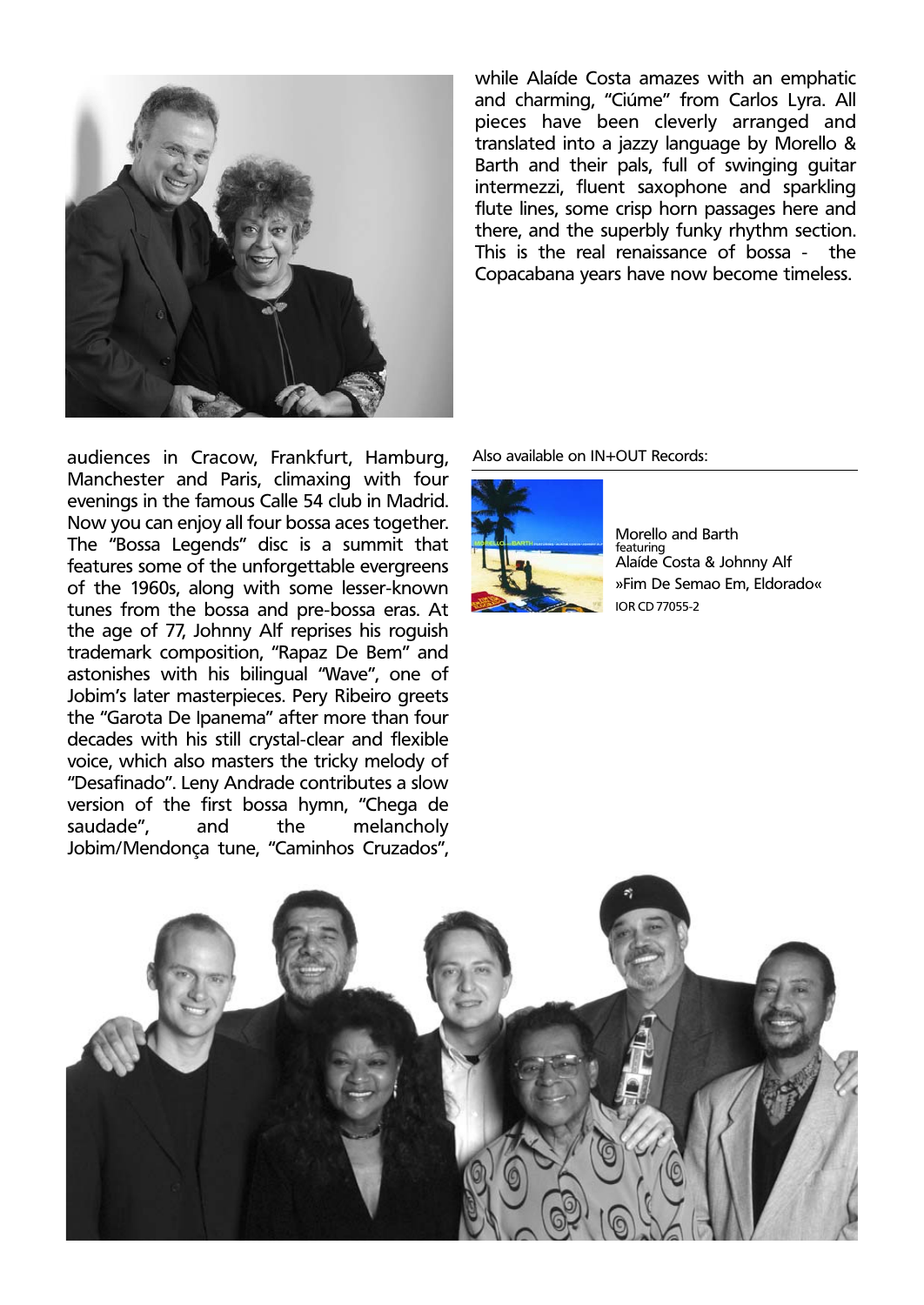audiences in Cracow, Frankfurt, Hamburg, Manchester and Paris, climaxing with four evenings in the famous Calle 54 club in Madrid. Now you can enjoy all four bossa aces together. The "Bossa Legends" disc is a summit that features some of the unforgettable evergreens of the 1960s, along with some lesser-known tunes from the bossa and pre-bossa eras. At the age of 77, Johnny Alf reprises his roguish trademark composition, "Rapaz De Bem" and astonishes with his bilingual "Wave", one of Jobim's later masterpieces. Pery Ribeiro greets the "Garota De Ipanema" after more than four decades with his still crystal-clear and flexible voice, which also masters the tricky melody of "Desafinado". Leny Andrade contributes a slow version of the first bossa hymn, "Chega de saudade", and the melancholy Jobim/Mendonça tune, "Caminhos Cruzados", while Alaíde Costa amazes with an emphatic and charming, "Ciúme" from Carlos Lyra. All pieces have been cleverly arranged and translated into a jazzy language by Morello & Barth and their pals, full of swinging guitar intermezzi, fluent saxophone and sparkling flute lines, some crisp horn passages here and there, and the superbly funky rhythm section. This is the real renaissance of bossa - the Copacabana years have now become timeless.

Also available on IN+OUT Records:

Morello and Barth
featuring
Alaíde Costa & Johnny Alf
»Fim De Semao Em, Eldorado«
IOR CD 77055-2